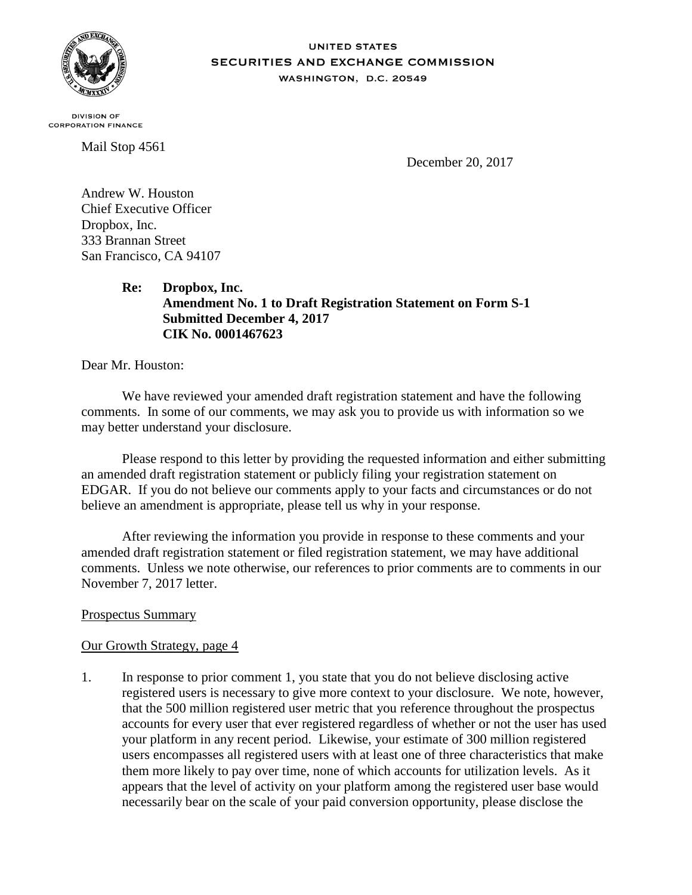UNITED STATES
SECURITIES AND EXCHANGE COMMISSION
WASHINGTON, D.C. 20549

DIVISION OF
CORPORATION FINANCE

Mail Stop 4561

December 20, 2017

Andrew W. Houston
Chief Executive Officer
Dropbox, Inc.
333 Brannan Street
San Francisco, CA 94107

**Re: Dropbox, Inc.**
**Amendment No. 1 to Draft Registration Statement on Form S-1**
**Submitted December 4, 2017**
**CIK No. 0001467623**

Dear Mr. Houston:

We have reviewed your amended draft registration statement and have the following comments. In some of our comments, we may ask you to provide us with information so we may better understand your disclosure.

Please respond to this letter by providing the requested information and either submitting an amended draft registration statement or publicly filing your registration statement on EDGAR. If you do not believe our comments apply to your facts and circumstances or do not believe an amendment is appropriate, please tell us why in your response.

After reviewing the information you provide in response to these comments and your amended draft registration statement or filed registration statement, we may have additional comments. Unless we note otherwise, our references to prior comments are to comments in our November 7, 2017 letter.

Prospectus Summary

Our Growth Strategy, page 4

1. In response to prior comment 1, you state that you do not believe disclosing active registered users is necessary to give more context to your disclosure. We note, however, that the 500 million registered user metric that you reference throughout the prospectus accounts for every user that ever registered regardless of whether or not the user has used your platform in any recent period. Likewise, your estimate of 300 million registered users encompasses all registered users with at least one of three characteristics that make them more likely to pay over time, none of which accounts for utilization levels. As it appears that the level of activity on your platform among the registered user base would necessarily bear on the scale of your paid conversion opportunity, please disclose the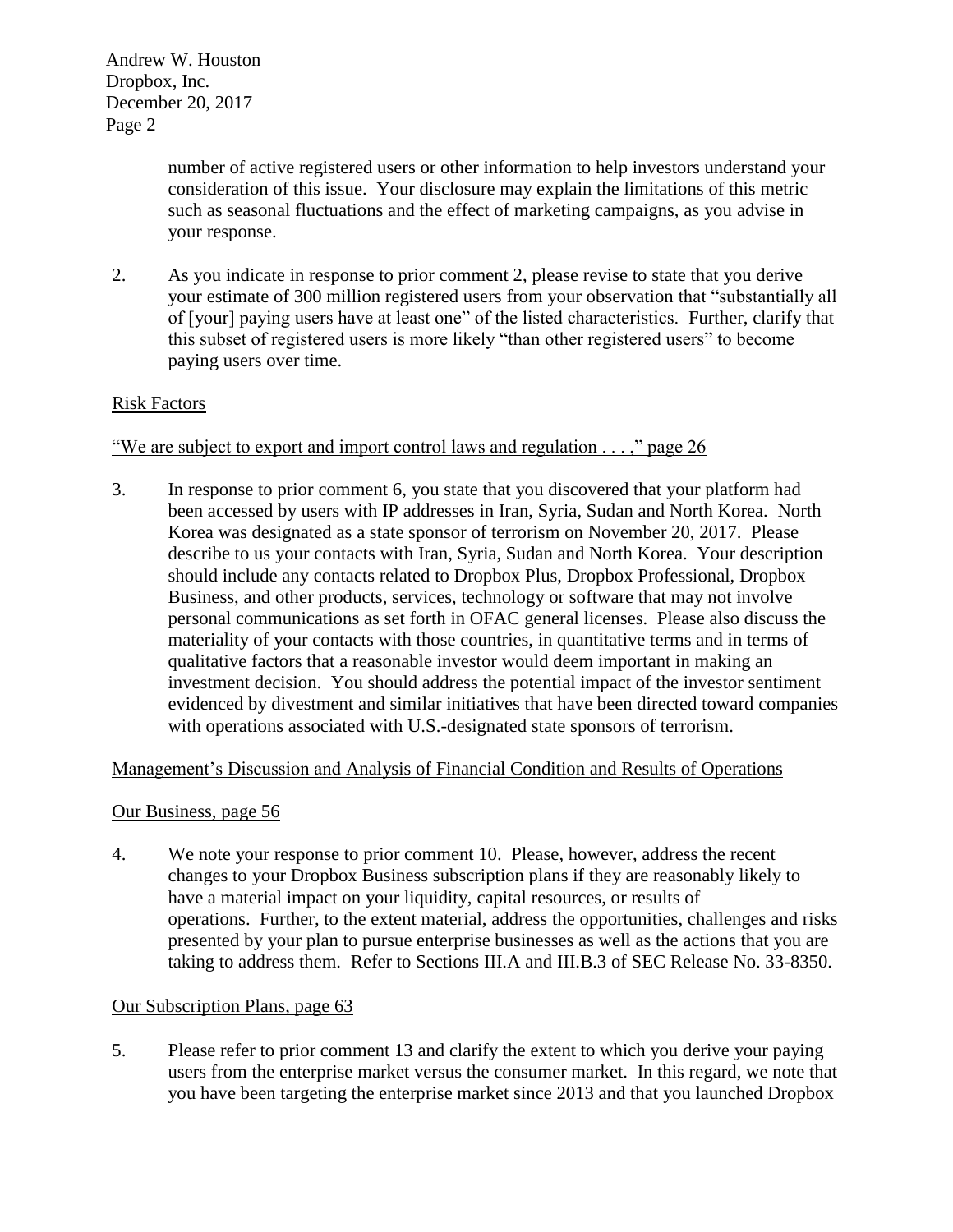number of active registered users or other information to help investors understand your consideration of this issue. Your disclosure may explain the limitations of this metric such as seasonal fluctuations and the effect of marketing campaigns, as you advise in your response.

2. As you indicate in response to prior comment 2, please revise to state that you derive your estimate of 300 million registered users from your observation that "substantially all of [your] paying users have at least one" of the listed characteristics. Further, clarify that this subset of registered users is more likely "than other registered users" to become paying users over time.

Risk Factors

"We are subject to export and import control laws and regulation . . . ," page 26

3. In response to prior comment 6, you state that you discovered that your platform had been accessed by users with IP addresses in Iran, Syria, Sudan and North Korea. North Korea was designated as a state sponsor of terrorism on November 20, 2017. Please describe to us your contacts with Iran, Syria, Sudan and North Korea. Your description should include any contacts related to Dropbox Plus, Dropbox Professional, Dropbox Business, and other products, services, technology or software that may not involve personal communications as set forth in OFAC general licenses. Please also discuss the materiality of your contacts with those countries, in quantitative terms and in terms of qualitative factors that a reasonable investor would deem important in making an investment decision. You should address the potential impact of the investor sentiment evidenced by divestment and similar initiatives that have been directed toward companies with operations associated with U.S.-designated state sponsors of terrorism.

Management's Discussion and Analysis of Financial Condition and Results of Operations

Our Business, page 56

4. We note your response to prior comment 10. Please, however, address the recent changes to your Dropbox Business subscription plans if they are reasonably likely to have a material impact on your liquidity, capital resources, or results of operations. Further, to the extent material, address the opportunities, challenges and risks presented by your plan to pursue enterprise businesses as well as the actions that you are taking to address them. Refer to Sections III.A and III.B.3 of SEC Release No. 33-8350.

Our Subscription Plans, page 63

5. Please refer to prior comment 13 and clarify the extent to which you derive your paying users from the enterprise market versus the consumer market. In this regard, we note that you have been targeting the enterprise market since 2013 and that you launched Dropbox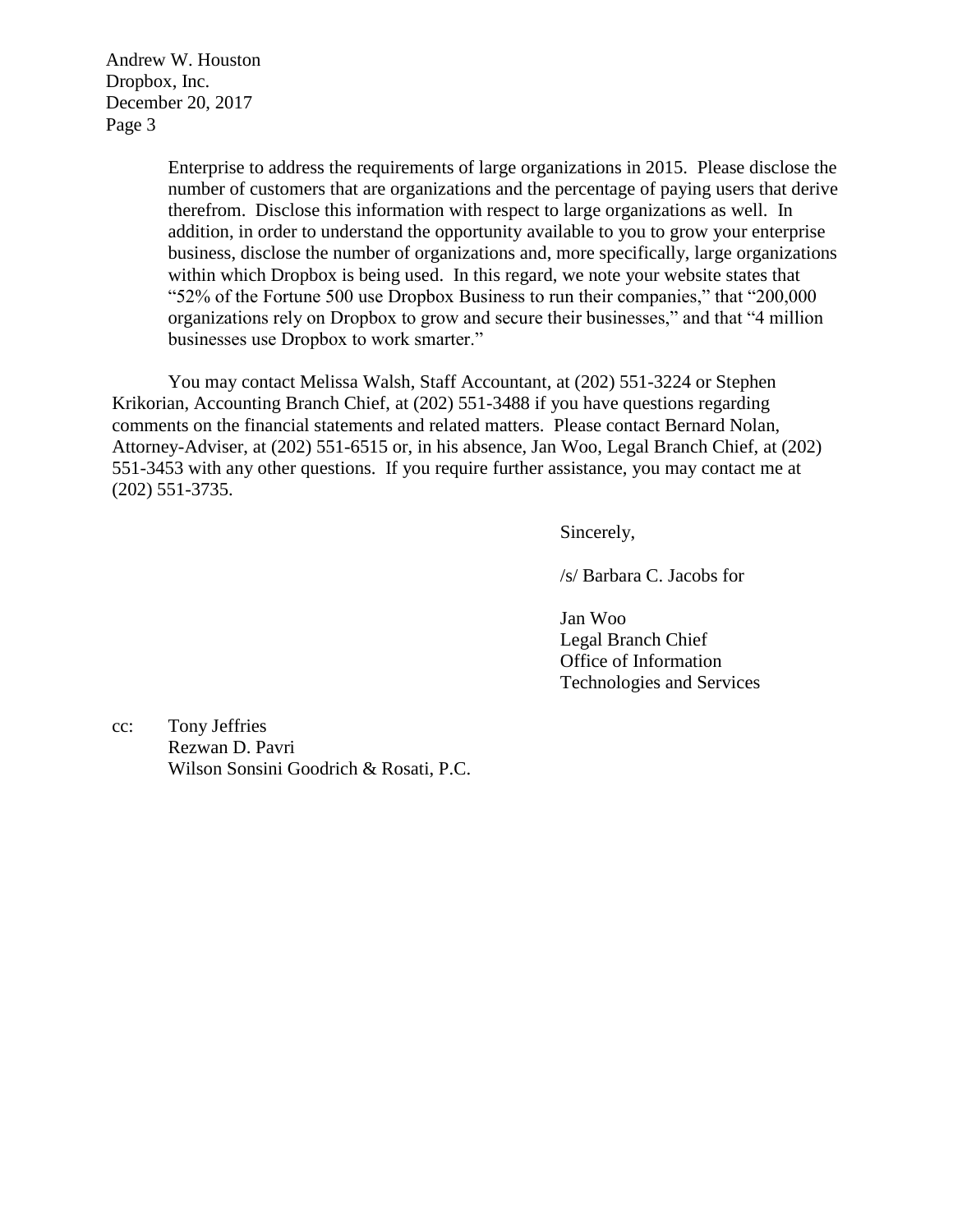Enterprise to address the requirements of large organizations in 2015. Please disclose the number of customers that are organizations and the percentage of paying users that derive therefrom. Disclose this information with respect to large organizations as well. In addition, in order to understand the opportunity available to you to grow your enterprise business, disclose the number of organizations and, more specifically, large organizations within which Dropbox is being used. In this regard, we note your website states that "52% of the Fortune 500 use Dropbox Business to run their companies," that "200,000 organizations rely on Dropbox to grow and secure their businesses," and that "4 million businesses use Dropbox to work smarter."

You may contact Melissa Walsh, Staff Accountant, at (202) 551-3224 or Stephen Krikorian, Accounting Branch Chief, at (202) 551-3488 if you have questions regarding comments on the financial statements and related matters. Please contact Bernard Nolan, Attorney-Adviser, at (202) 551-6515 or, in his absence, Jan Woo, Legal Branch Chief, at (202) 551-3453 with any other questions. If you require further assistance, you may contact me at (202) 551-3735.

Sincerely,

/s/ Barbara C. Jacobs for

Jan Woo
Legal Branch Chief
Office of Information
Technologies and Services

cc: Tony Jeffries
Rezwan D. Pavri
Wilson Sonsini Goodrich & Rosati, P.C.